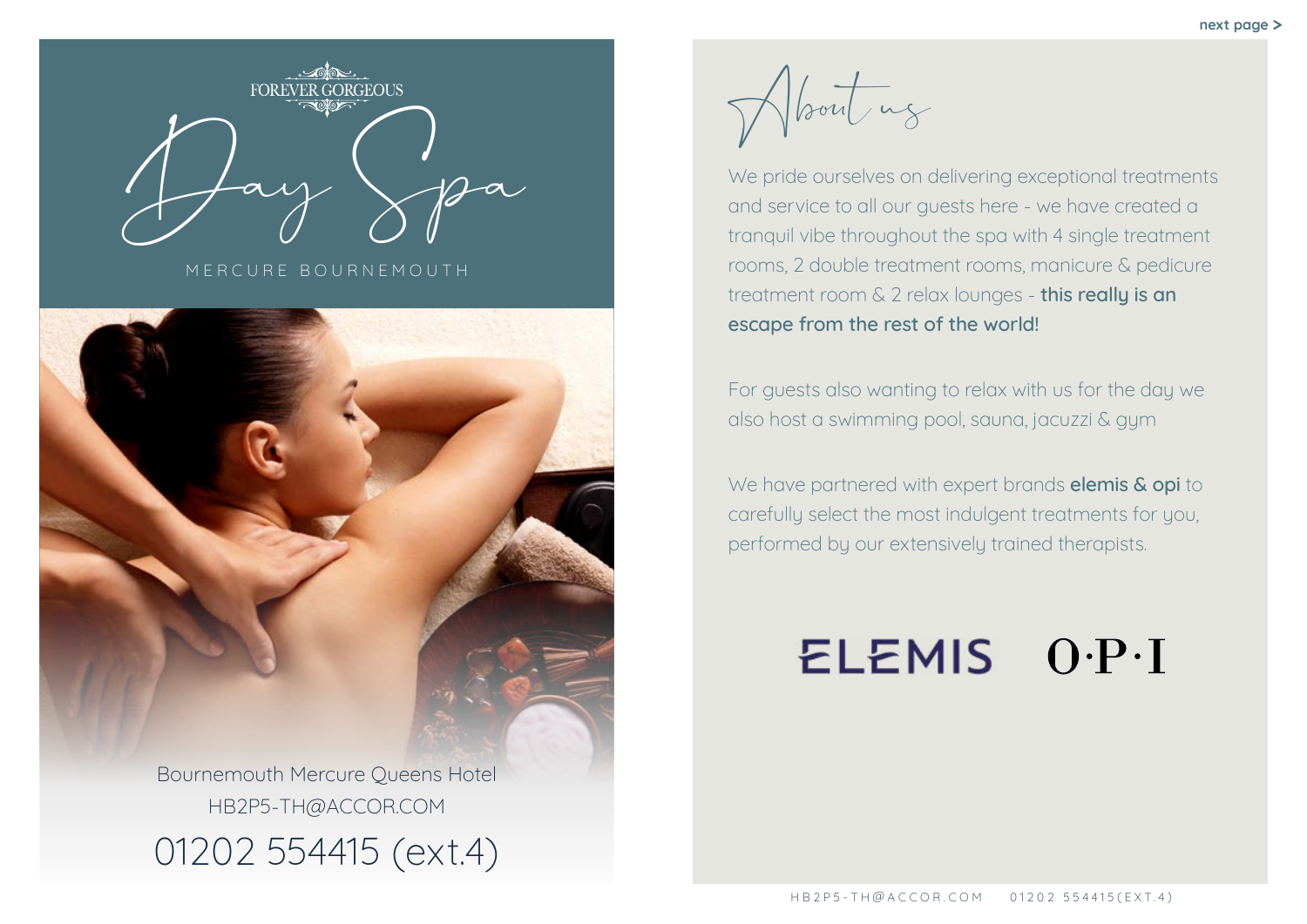FOREVER GORGEOUS

# Day Spa

MERCURE BOURNEMOUTH

Bournemouth Mercure Queens Hotel
HB2P5-TH@ACCOR.COM
01202 554415 (ext.4)

## About us

We pride ourselves on delivering exceptional treatments and service to all our guests here - we have created a tranquil vibe throughout the spa with 4 single treatment rooms, 2 double treatment rooms, manicure & pedicure treatment room & 2 relax lounges - **this really is an escape from the rest of the world!**

For guests also wanting to relax with us for the day we also host a swimming pool, sauna, jacuzzi & gym

We have partnered with expert brands **elemis & opi** to carefully select the most indulgent treatments for you, performed by our extensively trained therapists.

ELEMIS O·P·I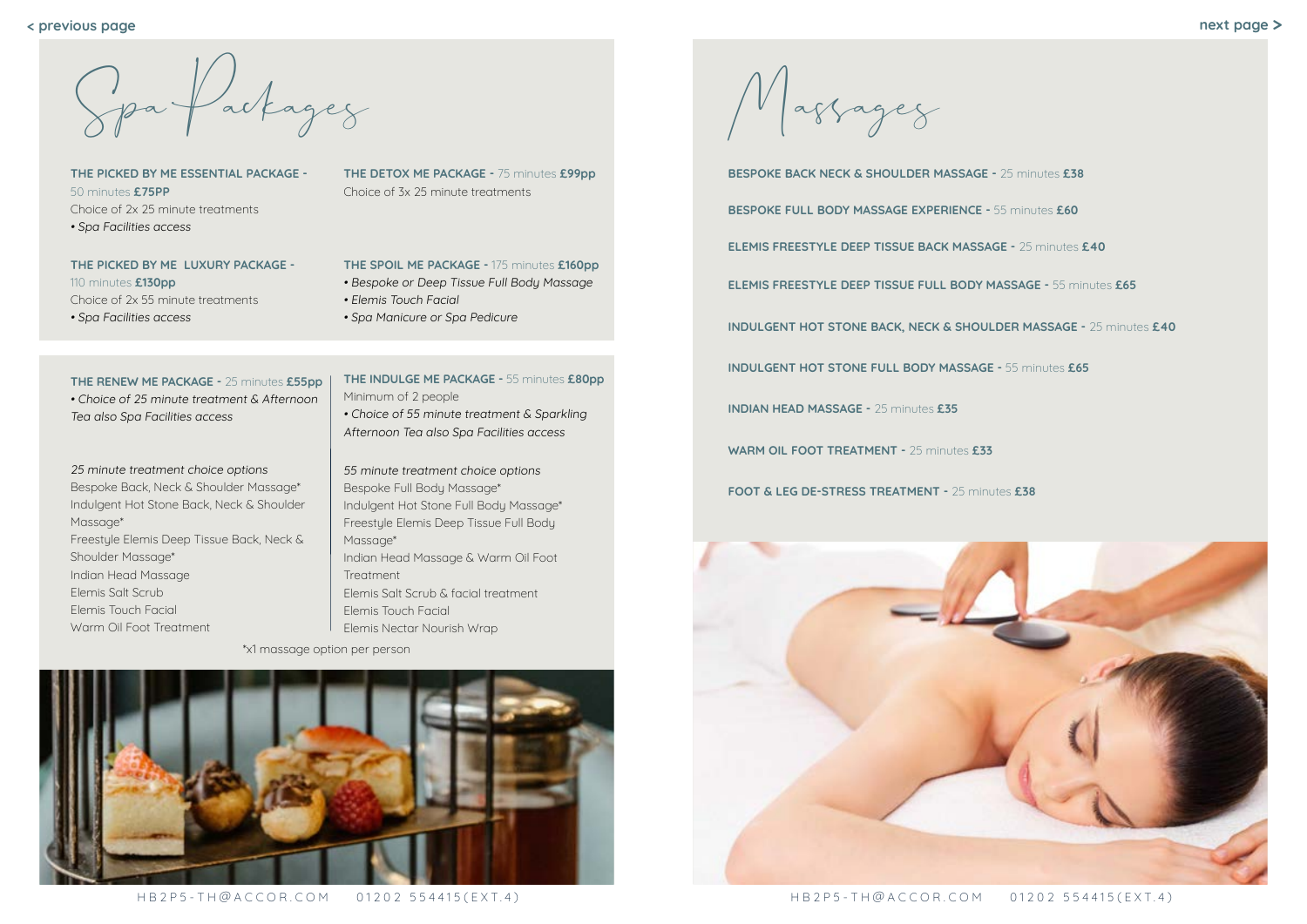# Spa Packages

**THE PICKED BY ME ESSENTIAL PACKAGE -** 50 minutes **£75PP**
Choice of 2x 25 minute treatments
• *Spa Facilities access*

**THE DETOX ME PACKAGE -** 75 minutes **£99pp**
Choice of 3x 25 minute treatments

**THE PICKED BY ME LUXURY PACKAGE -** 110 minutes **£130pp**
Choice of 2x 55 minute treatments
• *Spa Facilities access*

**THE SPOIL ME PACKAGE -** 175 minutes **£160pp**
• *Bespoke or Deep Tissue Full Body Massage*
• *Elemis Touch Facial*
• *Spa Manicure or Spa Pedicure*

**THE RENEW ME PACKAGE -** 25 minutes **£55pp**
• *Choice of 25 minute treatment & Afternoon Tea also Spa Facilities access*

*25 minute treatment choice options*
Bespoke Back, Neck & Shoulder Massage*
Indulgent Hot Stone Back, Neck & Shoulder Massage*
Freestyle Elemis Deep Tissue Back, Neck & Shoulder Massage*
Indian Head Massage
Elemis Salt Scrub
Elemis Touch Facial
Warm Oil Foot Treatment

**THE INDULGE ME PACKAGE -** 55 minutes **£80pp**
Minimum of 2 people
• *Choice of 55 minute treatment & Sparkling Afternoon Tea also Spa Facilities access*

*55 minute treatment choice options*
Bespoke Full Body Massage*
Indulgent Hot Stone Full Body Massage*
Freestyle Elemis Deep Tissue Full Body Massage*
Indian Head Massage & Warm Oil Foot Treatment
Elemis Salt Scrub & facial treatment
Elemis Touch Facial
Elemis Nectar Nourish Wrap

*x1 massage option per person

HB2P5-TH@ACCOR.COM 01202 554415(EXT.4)

# Massages

**BESPOKE BACK NECK & SHOULDER MASSAGE -** 25 minutes **£38**

**BESPOKE FULL BODY MASSAGE EXPERIENCE -** 55 minutes **£60**

**ELEMIS FREESTYLE DEEP TISSUE BACK MASSAGE -** 25 minutes **£40**

**ELEMIS FREESTYLE DEEP TISSUE FULL BODY MASSAGE -** 55 minutes **£65**

**INDULGENT HOT STONE BACK, NECK & SHOULDER MASSAGE -** 25 minutes **£40**

**INDULGENT HOT STONE FULL BODY MASSAGE -** 55 minutes **£65**

**INDIAN HEAD MASSAGE -** 25 minutes **£35**

**WARM OIL FOOT TREATMENT -** 25 minutes **£33**

**FOOT & LEG DE-STRESS TREATMENT -** 25 minutes **£38**

HB2P5-TH@ACCOR.COM 01202 554415(EXT.4)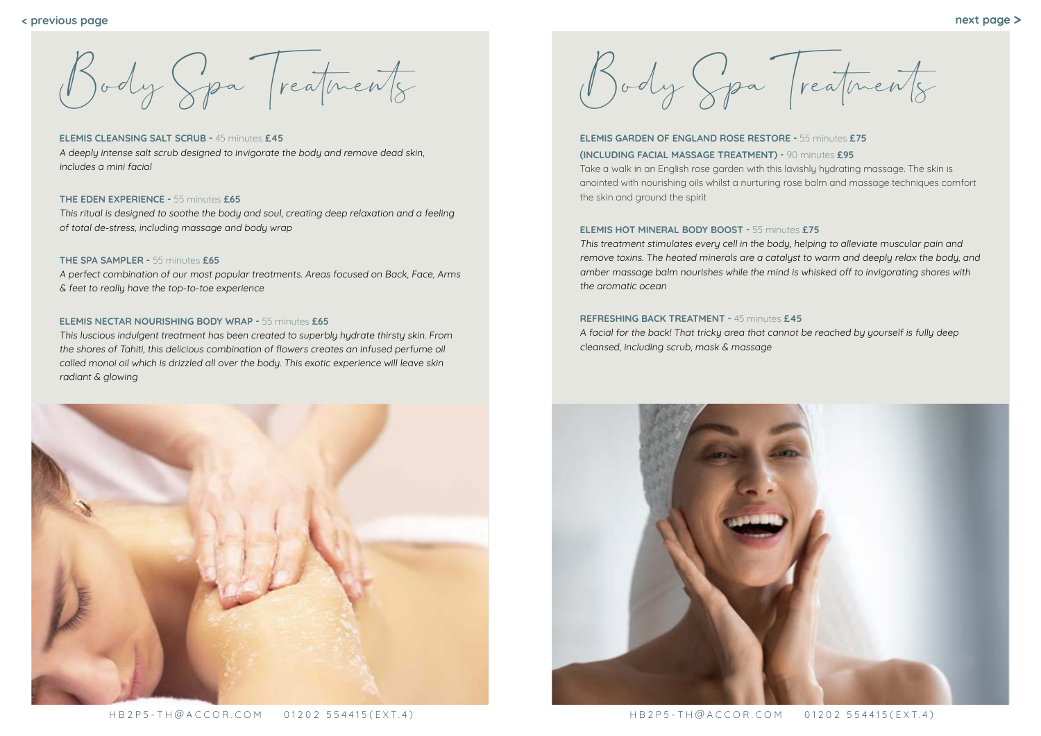# Body Spa Treatments

**ELEMIS CLEANSING SALT SCRUB -** 45 minutes **£45**

*A deeply intense salt scrub designed to invigorate the body and remove dead skin, includes a mini facial*

**THE EDEN EXPERIENCE -** 55 minutes **£65**

*This ritual is designed to soothe the body and soul, creating deep relaxation and a feeling of total de-stress, including massage and body wrap*

**THE SPA SAMPLER -** 55 minutes **£65**

*A perfect combination of our most popular treatments. Areas focused on Back, Face, Arms & feet to really have the top-to-toe experience*

**ELEMIS NECTAR NOURISHING BODY WRAP -** 55 minutes **£65**

*This luscious indulgent treatment has been created to superbly hydrate thirsty skin. From the shores of Tahiti, this delicious combination of flowers creates an infused perfume oil called monoi oil which is drizzled all over the body. This exotic experience will leave skin radiant & glowing*

# Body Spa Treatments

**ELEMIS GARDEN OF ENGLAND ROSE RESTORE -** 55 minutes **£75**

**(INCLUDING FACIAL MASSAGE TREATMENT) -** 90 minutes **£95**

Take a walk in an English rose garden with this lavishly hydrating massage. The skin is anointed with nourishing oils whilst a nurturing rose balm and massage techniques comfort the skin and ground the spirit

**ELEMIS HOT MINERAL BODY BOOST -** 55 minutes **£75**

*This treatment stimulates every cell in the body, helping to alleviate muscular pain and remove toxins. The heated minerals are a catalyst to warm and deeply relax the body, and amber massage balm nourishes while the mind is whisked off to invigorating shores with the aromatic ocean*

**REFRESHING BACK TREATMENT -** 45 minutes **£45**

*A facial for the back! That tricky area that cannot be reached by yourself is fully deep cleansed, including scrub, mask & massage*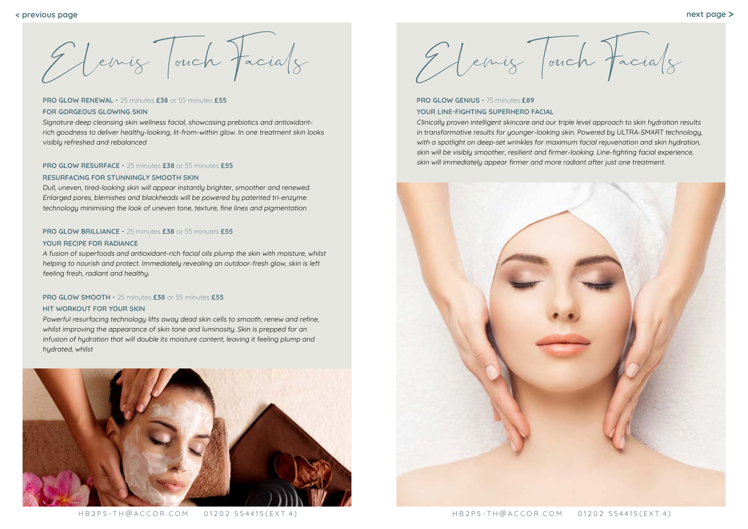# Elemis Touch Facials

**PRO GLOW RENEWAL -** 25 minutes **£38** or 55 minutes **£55**

**FOR GORGEOUS GLOWING SKIN**

*Signature deep cleansing skin wellness facial, showcasing prebiotics and antioxidant-rich goodness to deliver healthy-looking, lit-from-within glow. In one treatment skin looks visibly refreshed and rebalanced*

**PRO GLOW RESURFACE -** 25 minutes **£38** or 55 minutes **£55**

**RESURFACING FOR STUNNINGLY SMOOTH SKIN**

*Dull, uneven, tired-looking skin will appear instantly brighter, smoother and renewed. Enlarged pores, blemishes and blackheads will be powered by patented tri-enzyme technology minimising the look of uneven tone, texture, fine lines and pigmentation*

**PRO GLOW BRILLIANCE -** 25 minutes **£38** or 55 minutes **£55**

**YOUR RECIPE FOR RADIANCE**

*A fusion of superfoods and antioxidant-rich facial oils plump the skin with moisture, whilst helping to nourish and protect. Immediately revealing an outdoor-fresh glow, skin is left feeling fresh, radiant and healthy.*

**PRO GLOW SMOOTH -** 25 minutes **£38** or 55 minutes **£55**

**HIT WORKOUT FOR YOUR SKIN**

*Powerful resurfacing technology lifts away dead skin cells to smooth, renew and refine, whilst improving the appearance of skin tone and luminosity. Skin is prepped for an infusion of hydration that will double its moisture content, leaving it feeling plump and hydrated, whilst*

# Elemis Touch Facials

**PRO GLOW GENIUS -** 75 minutes **£89**

**YOUR LINE-FIGHTING SUPERHERO FACIAL**

*Clinically proven intelligent skincare and our triple level approach to skin hydration results in transformative results for younger-looking skin. Powered by ULTRA-SMART technology, with a spotlight on deep-set wrinkles for maximum facial rejuvenation and skin hydration, skin will be visibly smoother, resilient and firmer-looking. Line-fighting facial experience, skin will immediately appear firmer and more radiant after just one treatment.*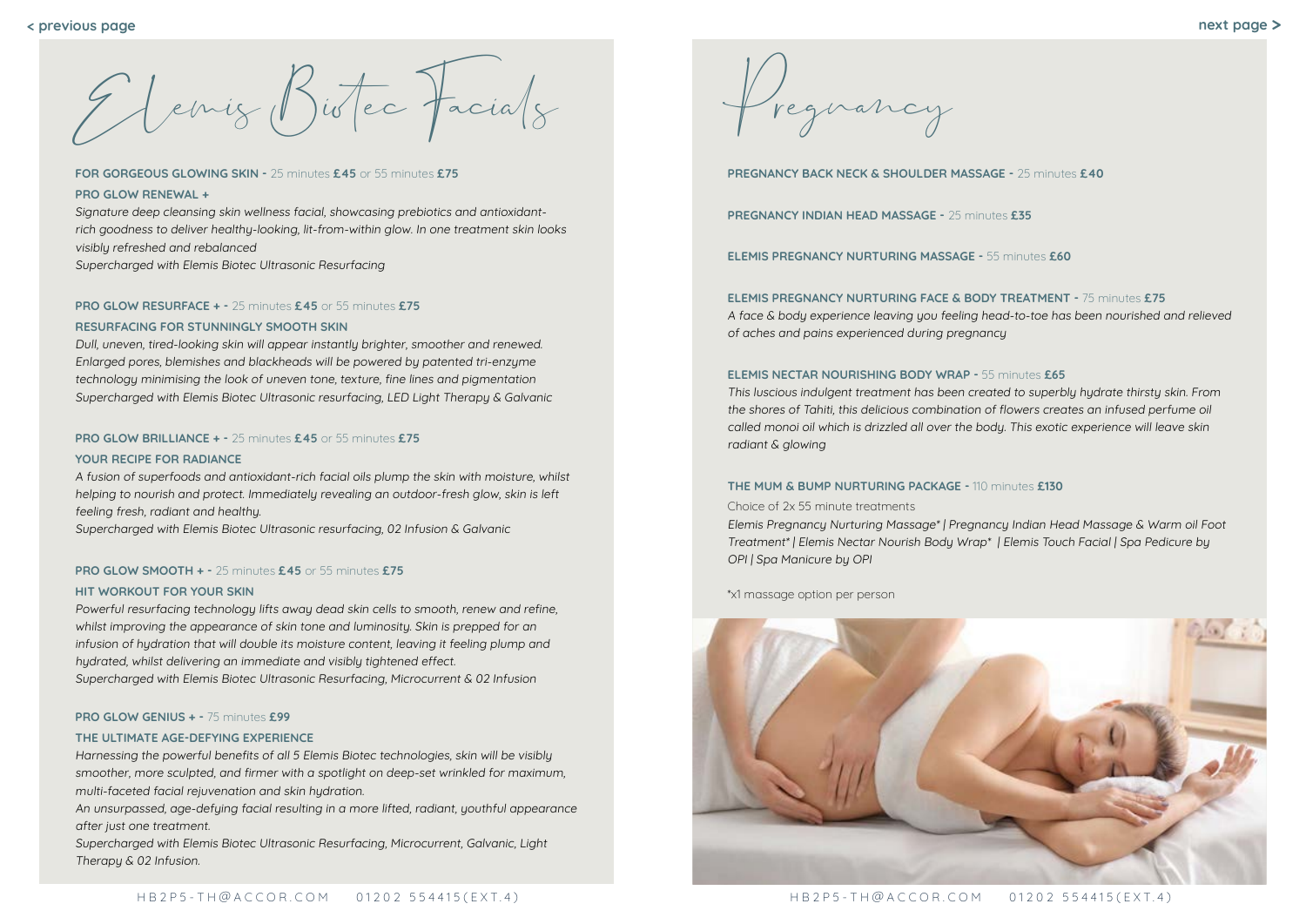# Elemis Biotec Facials

**FOR GORGEOUS GLOWING SKIN** - 25 minutes **£45** or 55 minutes **£75**

**PRO GLOW RENEWAL +**

*Signature deep cleansing skin wellness facial, showcasing prebiotics and antioxidant-rich goodness to deliver healthy-looking, lit-from-within glow. In one treatment skin looks visibly refreshed and rebalanced*

*Supercharged with Elemis Biotec Ultrasonic Resurfacing*

**PRO GLOW RESURFACE +** - 25 minutes **£45** or 55 minutes **£75**

**RESURFACING FOR STUNNINGLY SMOOTH SKIN**

*Dull, uneven, tired-looking skin will appear instantly brighter, smoother and renewed. Enlarged pores, blemishes and blackheads will be powered by patented tri-enzyme technology minimising the look of uneven tone, texture, fine lines and pigmentation*

*Supercharged with Elemis Biotec Ultrasonic resurfacing, LED Light Therapy & Galvanic*

**PRO GLOW BRILLIANCE +** - 25 minutes **£45** or 55 minutes **£75**

**YOUR RECIPE FOR RADIANCE**

*A fusion of superfoods and antioxidant-rich facial oils plump the skin with moisture, whilst helping to nourish and protect. Immediately revealing an outdoor-fresh glow, skin is left feeling fresh, radiant and healthy.*

*Supercharged with Elemis Biotec Ultrasonic resurfacing, 02 Infusion & Galvanic*

**PRO GLOW SMOOTH +** - 25 minutes **£45** or 55 minutes **£75**

**HIT WORKOUT FOR YOUR SKIN**

*Powerful resurfacing technology lifts away dead skin cells to smooth, renew and refine, whilst improving the appearance of skin tone and luminosity. Skin is prepped for an infusion of hydration that will double its moisture content, leaving it feeling plump and hydrated, whilst delivering an immediate and visibly tightened effect.*

*Supercharged with Elemis Biotec Ultrasonic Resurfacing, Microcurrent & 02 Infusion*

**PRO GLOW GENIUS +** - 75 minutes **£99**

**THE ULTIMATE AGE-DEFYING EXPERIENCE**

*Harnessing the powerful benefits of all 5 Elemis Biotec technologies, skin will be visibly smoother, more sculpted, and firmer with a spotlight on deep-set wrinkled for maximum, multi-faceted facial rejuvenation and skin hydration.*

*An unsurpassed, age-defying facial resulting in a more lifted, radiant, youthful appearance after just one treatment.*

*Supercharged with Elemis Biotec Ultrasonic Resurfacing, Microcurrent, Galvanic, Light Therapy & 02 Infusion.*

# Pregnancy

**PREGNANCY BACK NECK & SHOULDER MASSAGE** - 25 minutes **£40**

**PREGNANCY INDIAN HEAD MASSAGE** - 25 minutes **£35**

**ELEMIS PREGNANCY NURTURING MASSAGE** - 55 minutes **£60**

**ELEMIS PREGNANCY NURTURING FACE & BODY TREATMENT** - 75 minutes **£75**

*A face & body experience leaving you feeling head-to-toe has been nourished and relieved of aches and pains experienced during pregnancy*

**ELEMIS NECTAR NOURISHING BODY WRAP** - 55 minutes **£65**

*This luscious indulgent treatment has been created to superbly hydrate thirsty skin. From the shores of Tahiti, this delicious combination of flowers creates an infused perfume oil called monoi oil which is drizzled all over the body. This exotic experience will leave skin radiant & glowing*

**THE MUM & BUMP NURTURING PACKAGE** - 110 minutes **£130**

Choice of 2x 55 minute treatments

*Elemis Pregnancy Nurturing Massage* | Pregnancy Indian Head Massage & Warm oil Foot Treatment* | Elemis Nectar Nourish Body Wrap* | Elemis Touch Facial | Spa Pedicure by OPI | Spa Manicure by OPI*

*x1 massage option per person

HB2P5-TH@ACCOR.COM 01202 554415(EXT.4)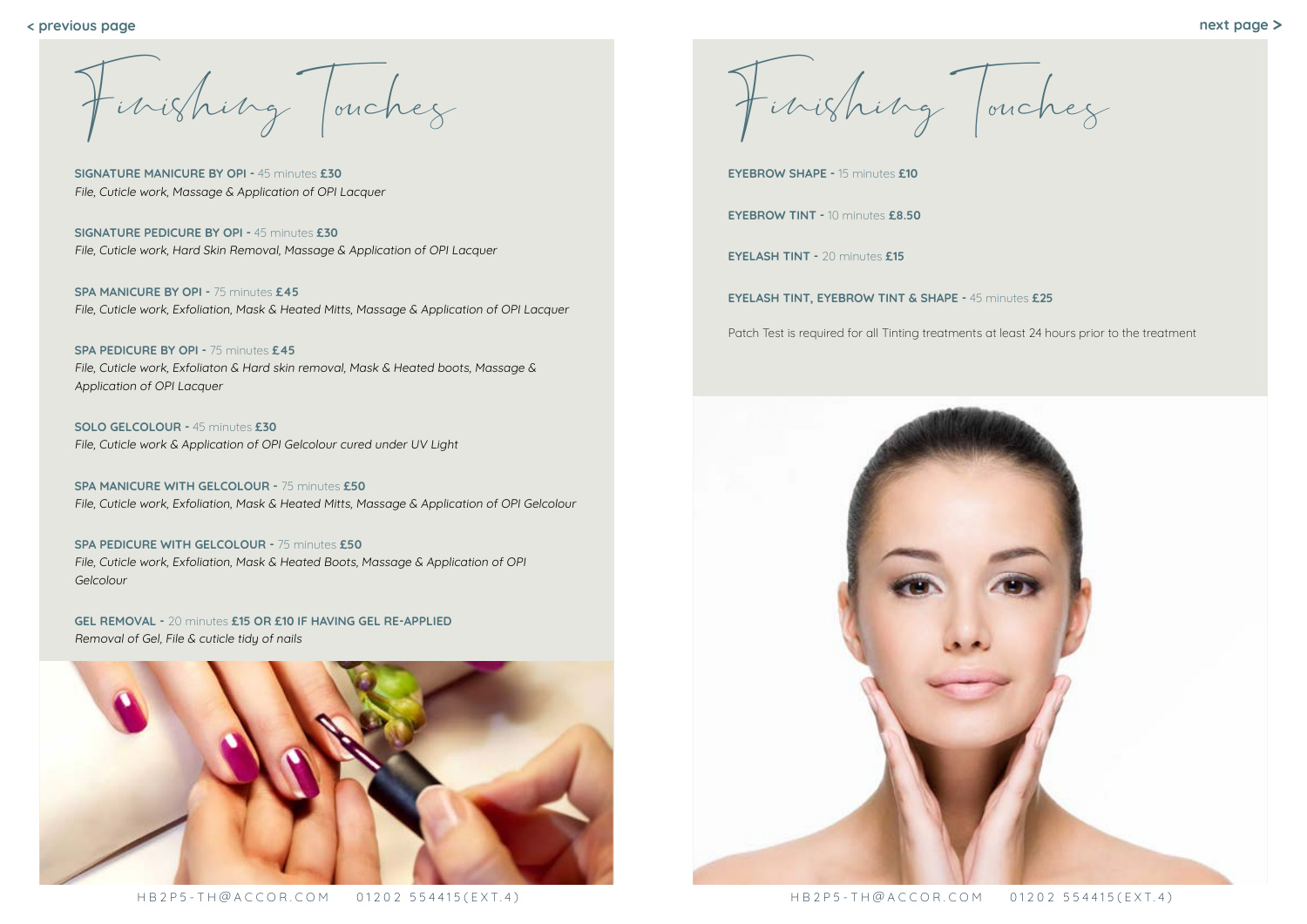# Finishing Touches

**SIGNATURE MANICURE BY OPI** - 45 minutes **£30**
*File, Cuticle work, Massage & Application of OPI Lacquer*

**SIGNATURE PEDICURE BY OPI** - 45 minutes **£30**
*File, Cuticle work, Hard Skin Removal, Massage & Application of OPI Lacquer*

**SPA MANICURE BY OPI** - 75 minutes **£45**
*File, Cuticle work, Exfoliation, Mask & Heated Mitts, Massage & Application of OPI Lacquer*

**SPA PEDICURE BY OPI** - 75 minutes **£45**
*File, Cuticle work, Exfoliaton & Hard skin removal, Mask & Heated boots, Massage & Application of OPI Lacquer*

**SOLO GELCOLOUR** - 45 minutes **£30**
*File, Cuticle work & Application of OPI Gelcolour cured under UV Light*

**SPA MANICURE WITH GELCOLOUR** - 75 minutes **£50**
*File, Cuticle work, Exfoliation, Mask & Heated Mitts, Massage & Application of OPI Gelcolour*

**SPA PEDICURE WITH GELCOLOUR** - 75 minutes **£50**
*File, Cuticle work, Exfoliation, Mask & Heated Boots, Massage & Application of OPI Gelcolour*

**GEL REMOVAL** - 20 minutes **£15 OR £10 IF HAVING GEL RE-APPLIED**
*Removal of Gel, File & cuticle tidy of nails*

# Finishing Touches

**EYEBROW SHAPE** - 15 minutes **£10**

**EYEBROW TINT** - 10 minutes **£8.50**

**EYELASH TINT** - 20 minutes **£15**

**EYELASH TINT, EYEBROW TINT & SHAPE** - 45 minutes **£25**

Patch Test is required for all Tinting treatments at least 24 hours prior to the treatment

HB2P5-TH@ACCOR.COM 01202 554415(EXT.4)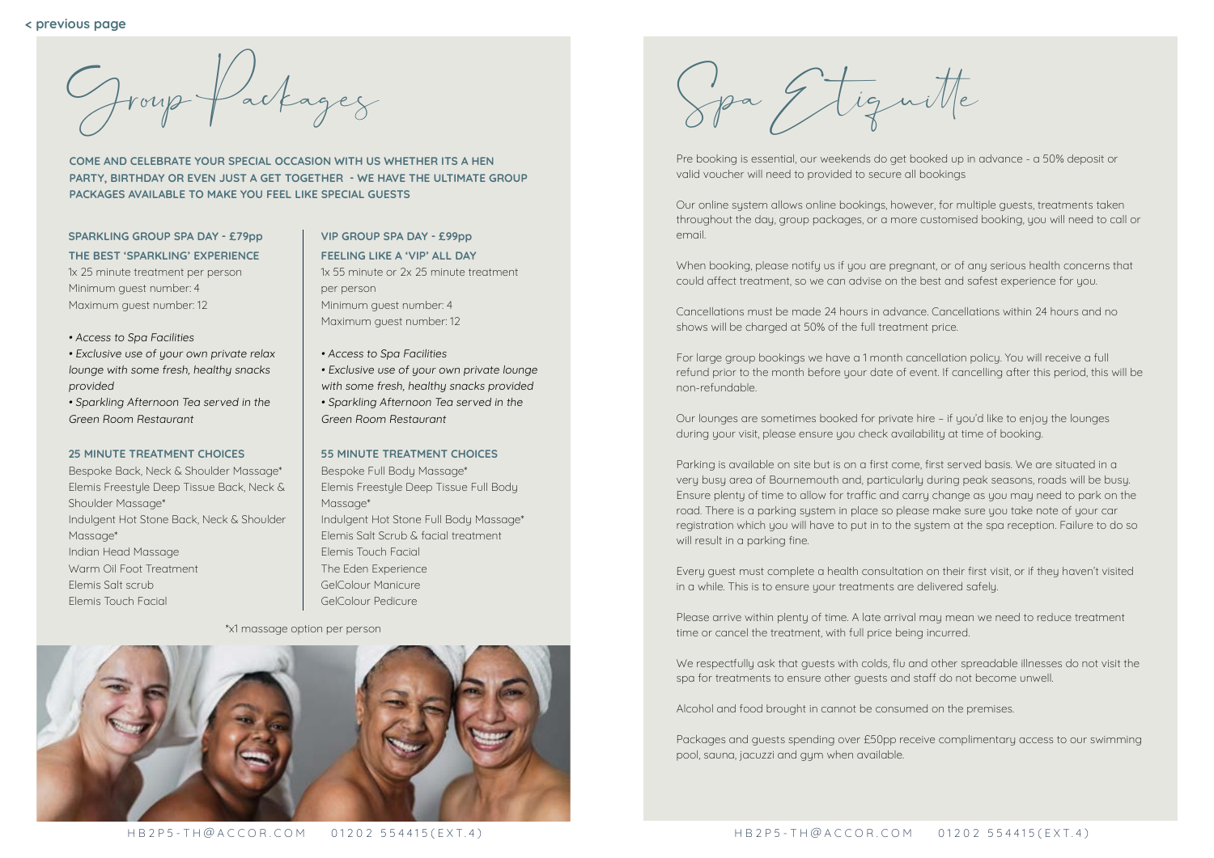< previous page

# Group Packages

**COME AND CELEBRATE YOUR SPECIAL OCCASION WITH US WHETHER ITS A HEN PARTY, BIRTHDAY OR EVEN JUST A GET TOGETHER - WE HAVE THE ULTIMATE GROUP PACKAGES AVAILABLE TO MAKE YOU FEEL LIKE SPECIAL GUESTS**

### SPARKLING GROUP SPA DAY - £79pp

**THE BEST 'SPARKLING' EXPERIENCE**

1x 25 minute treatment per person
Minimum guest number: 4
Maximum guest number: 12

- *Access to Spa Facilities*
- *Exclusive use of your own private relax lounge with some fresh, healthy snacks provided*
- *Sparkling Afternoon Tea served in the Green Room Restaurant*

**25 MINUTE TREATMENT CHOICES**

Bespoke Back, Neck & Shoulder Massage*
Elemis Freestyle Deep Tissue Back, Neck & Shoulder Massage*
Indulgent Hot Stone Back, Neck & Shoulder Massage*
Indian Head Massage
Warm Oil Foot Treatment
Elemis Salt scrub
Elemis Touch Facial

### VIP GROUP SPA DAY - £99pp

**FEELING LIKE A 'VIP' ALL DAY**

1x 55 minute or 2x 25 minute treatment per person
Minimum guest number: 4
Maximum guest number: 12

- *Access to Spa Facilities*
- *Exclusive use of your own private lounge with some fresh, healthy snacks provided*
- *Sparkling Afternoon Tea served in the Green Room Restaurant*

**55 MINUTE TREATMENT CHOICES**

Bespoke Full Body Massage*
Elemis Freestyle Deep Tissue Full Body Massage*
Indulgent Hot Stone Full Body Massage*
Elemis Salt Scrub & facial treatment
Elemis Touch Facial
The Eden Experience
GelColour Manicure
GelColour Pedicure

*x1 massage option per person

# Spa Etiquette

Pre booking is essential, our weekends do get booked up in advance - a 50% deposit or valid voucher will need to provided to secure all bookings

Our online system allows online bookings, however, for multiple guests, treatments taken throughout the day, group packages, or a more customised booking, you will need to call or email.

When booking, please notify us if you are pregnant, or of any serious health concerns that could affect treatment, so we can advise on the best and safest experience for you.

Cancellations must be made 24 hours in advance. Cancellations within 24 hours and no shows will be charged at 50% of the full treatment price.

For large group bookings we have a 1 month cancellation policy. You will receive a full refund prior to the month before your date of event. If cancelling after this period, this will be non-refundable.

Our lounges are sometimes booked for private hire – if you'd like to enjoy the lounges during your visit, please ensure you check availability at time of booking.

Parking is available on site but is on a first come, first served basis. We are situated in a very busy area of Bournemouth and, particularly during peak seasons, roads will be busy. Ensure plenty of time to allow for traffic and carry change as you may need to park on the road. There is a parking system in place so please make sure you take note of your car registration which you will have to put in to the system at the spa reception. Failure to do so will result in a parking fine.

Every guest must complete a health consultation on their first visit, or if they haven't visited in a while. This is to ensure your treatments are delivered safely.

Please arrive within plenty of time. A late arrival may mean we need to reduce treatment time or cancel the treatment, with full price being incurred.

We respectfully ask that guests with colds, flu and other spreadable illnesses do not visit the spa for treatments to ensure other guests and staff do not become unwell.

Alcohol and food brought in cannot be consumed on the premises.

Packages and guests spending over £50pp receive complimentary access to our swimming pool, sauna, jacuzzi and gym when available.

HB2P5-TH@ACCOR.COM 01202 554415(EXT.4)